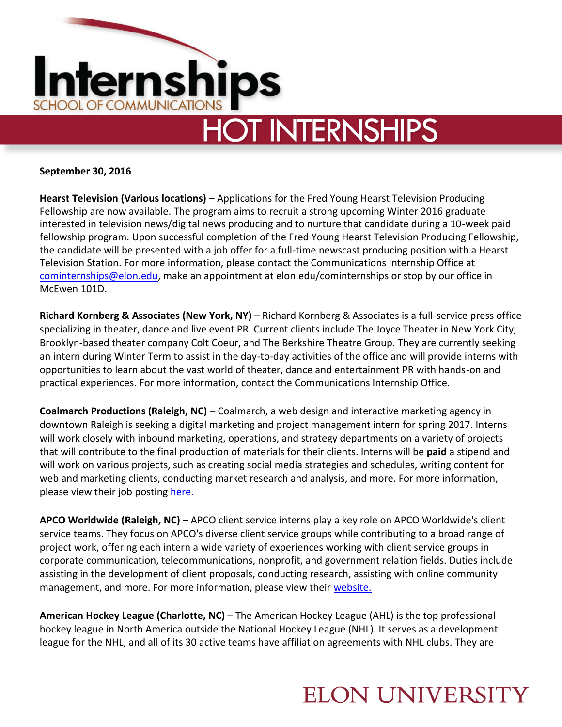# Internships
SCHOOL OF COMMUNICATIONS

## HOT INTERNSHIPS

**September 30, 2016**

**Hearst Television (Various locations)** – Applications for the Fred Young Hearst Television Producing Fellowship are now available. The program aims to recruit a strong upcoming Winter 2016 graduate interested in television news/digital news producing and to nurture that candidate during a 10-week paid fellowship program. Upon successful completion of the Fred Young Hearst Television Producing Fellowship, the candidate will be presented with a job offer for a full-time newscast producing position with a Hearst Television Station. For more information, please contact the Communications Internship Office at cominternships@elon.edu, make an appointment at elon.edu/cominternships or stop by our office in McEwen 101D.

**Richard Kornberg & Associates (New York, NY) –** Richard Kornberg & Associates is a full-service press office specializing in theater, dance and live event PR. Current clients include The Joyce Theater in New York City, Brooklyn-based theater company Colt Coeur, and The Berkshire Theatre Group. They are currently seeking an intern during Winter Term to assist in the day-to-day activities of the office and will provide interns with opportunities to learn about the vast world of theater, dance and entertainment PR with hands-on and practical experiences. For more information, contact the Communications Internship Office.

**Coalmarch Productions (Raleigh, NC) –** Coalmarch, a web design and interactive marketing agency in downtown Raleigh is seeking a digital marketing and project management intern for spring 2017. Interns will work closely with inbound marketing, operations, and strategy departments on a variety of projects that will contribute to the final production of materials for their clients. Interns will be **paid** a stipend and will work on various projects, such as creating social media strategies and schedules, writing content for web and marketing clients, conducting market research and analysis, and more. For more information, please view their job posting here.

**APCO Worldwide (Raleigh, NC)** – APCO client service interns play a key role on APCO Worldwide's client service teams. They focus on APCO's diverse client service groups while contributing to a broad range of project work, offering each intern a wide variety of experiences working with client service groups in corporate communication, telecommunications, nonprofit, and government relation fields. Duties include assisting in the development of client proposals, conducting research, assisting with online community management, and more. For more information, please view their website.

**American Hockey League (Charlotte, NC) –** The American Hockey League (AHL) is the top professional hockey league in North America outside the National Hockey League (NHL). It serves as a development league for the NHL, and all of its 30 active teams have affiliation agreements with NHL clubs. They are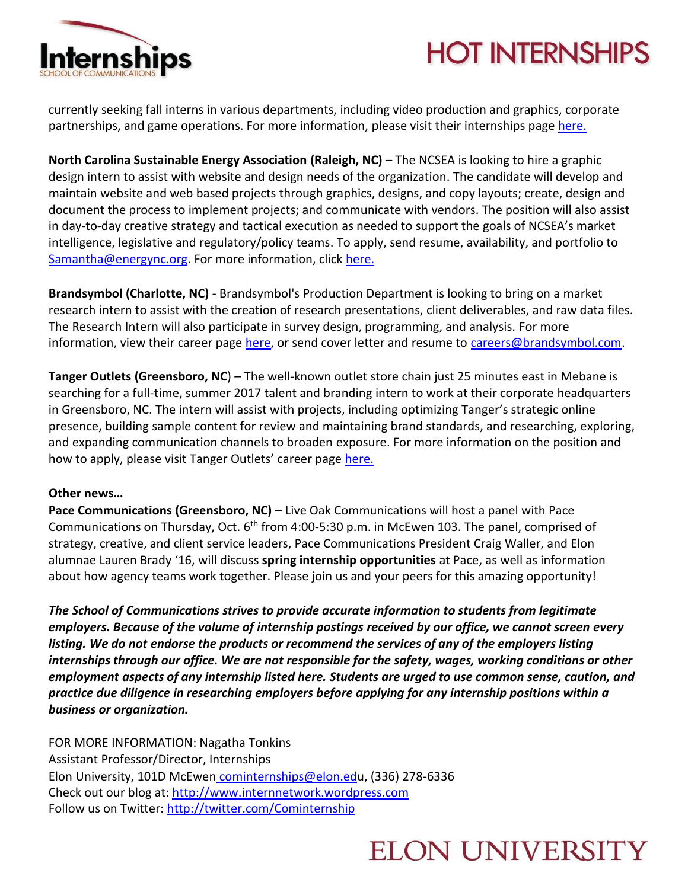currently seeking fall interns in various departments, including video production and graphics, corporate partnerships, and game operations. For more information, please visit their internships page here.

**North Carolina Sustainable Energy Association (Raleigh, NC)** – The NCSEA is looking to hire a graphic design intern to assist with website and design needs of the organization. The candidate will develop and maintain website and web based projects through graphics, designs, and copy layouts; create, design and document the process to implement projects; and communicate with vendors. The position will also assist in day-to-day creative strategy and tactical execution as needed to support the goals of NCSEA's market intelligence, legislative and regulatory/policy teams. To apply, send resume, availability, and portfolio to Samantha@energync.org. For more information, click here.

**Brandsymbol (Charlotte, NC)** - Brandsymbol's Production Department is looking to bring on a market research intern to assist with the creation of research presentations, client deliverables, and raw data files. The Research Intern will also participate in survey design, programming, and analysis. For more information, view their career page here, or send cover letter and resume to careers@brandsymbol.com.

**Tanger Outlets (Greensboro, NC**) – The well-known outlet store chain just 25 minutes east in Mebane is searching for a full-time, summer 2017 talent and branding intern to work at their corporate headquarters in Greensboro, NC. The intern will assist with projects, including optimizing Tanger's strategic online presence, building sample content for review and maintaining brand standards, and researching, exploring, and expanding communication channels to broaden exposure. For more information on the position and how to apply, please visit Tanger Outlets' career page here.

**Other news…**

**Pace Communications (Greensboro, NC)** – Live Oak Communications will host a panel with Pace Communications on Thursday, Oct. 6th from 4:00-5:30 p.m. in McEwen 103. The panel, comprised of strategy, creative, and client service leaders, Pace Communications President Craig Waller, and Elon alumnae Lauren Brady '16, will discuss **spring internship opportunities** at Pace, as well as information about how agency teams work together. Please join us and your peers for this amazing opportunity!

***The School of Communications strives to provide accurate information to students from legitimate employers. Because of the volume of internship postings received by our office, we cannot screen every listing. We do not endorse the products or recommend the services of any of the employers listing internships through our office. We are not responsible for the safety, wages, working conditions or other employment aspects of any internship listed here. Students are urged to use common sense, caution, and practice due diligence in researching employers before applying for any internship positions within a business or organization.***

FOR MORE INFORMATION: Nagatha Tonkins
Assistant Professor/Director, Internships
Elon University, 101D McEwen cominternships@elon.edu, (336) 278-6336
Check out our blog at: http://www.internnetwork.wordpress.com
Follow us on Twitter: http://twitter.com/Cominternship